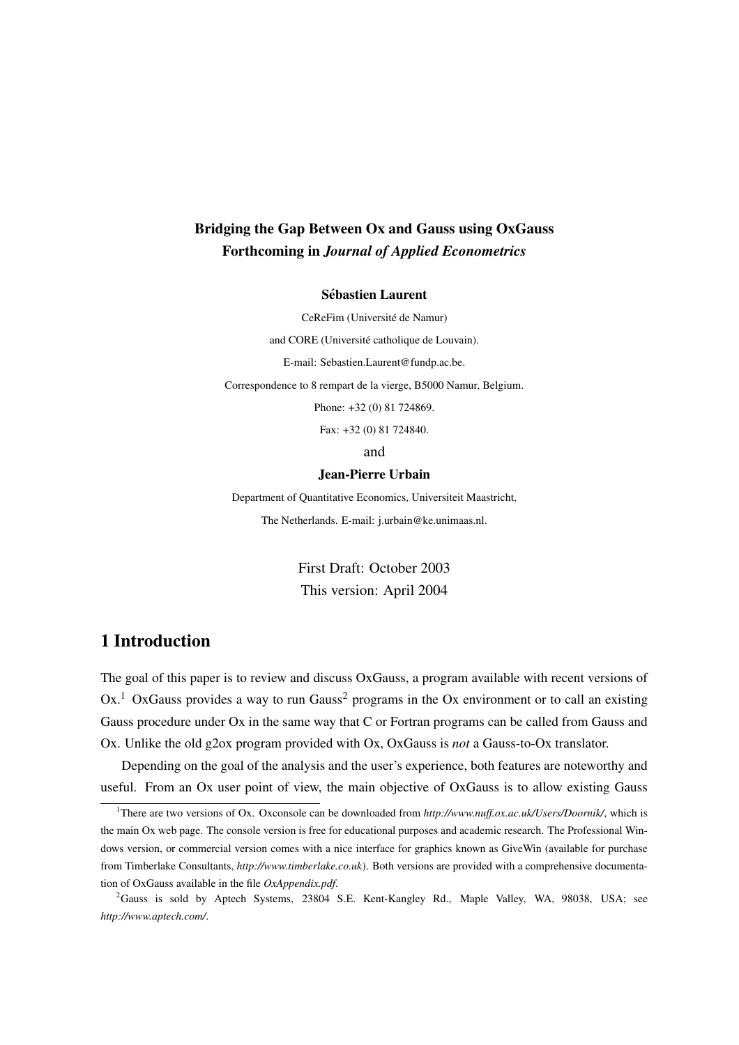**Bridging the Gap Between Ox and Gauss using OxGauss**
**Forthcoming in *Journal of Applied Econometrics***

**Sébastien Laurent**

CeReFim (Université de Namur)

and CORE (Université catholique de Louvain).

E-mail: Sebastien.Laurent@fundp.ac.be.

Correspondence to 8 rempart de la vierge, B5000 Namur, Belgium.

Phone: +32 (0) 81 724869.

Fax: +32 (0) 81 724840.

and

**Jean-Pierre Urbain**

Department of Quantitative Economics, Universiteit Maastricht,

The Netherlands. E-mail: j.urbain@ke.unimaas.nl.

First Draft: October 2003

This version: April 2004

# 1 Introduction

The goal of this paper is to review and discuss OxGauss, a program available with recent versions of Ox.[1] OxGauss provides a way to run Gauss[2] programs in the Ox environment or to call an existing Gauss procedure under Ox in the same way that C or Fortran programs can be called from Gauss and Ox. Unlike the old g2ox program provided with Ox, OxGauss is *not* a Gauss-to-Ox translator.

Depending on the goal of the analysis and the user's experience, both features are noteworthy and useful. From an Ox user point of view, the main objective of OxGauss is to allow existing Gauss

[1] There are two versions of Ox. Oxconsole can be downloaded from *http://www.nuff.ox.ac.uk/Users/Doornik/*, which is the main Ox web page. The console version is free for educational purposes and academic research. The Professional Windows version, or commercial version comes with a nice interface for graphics known as GiveWin (available for purchase from Timberlake Consultants, *http://www.timberlake.co.uk*). Both versions are provided with a comprehensive documentation of OxGauss available in the file *OxAppendix.pdf*.

[2] Gauss is sold by Aptech Systems, 23804 S.E. Kent-Kangley Rd., Maple Valley, WA, 98038, USA; see *http://www.aptech.com/*.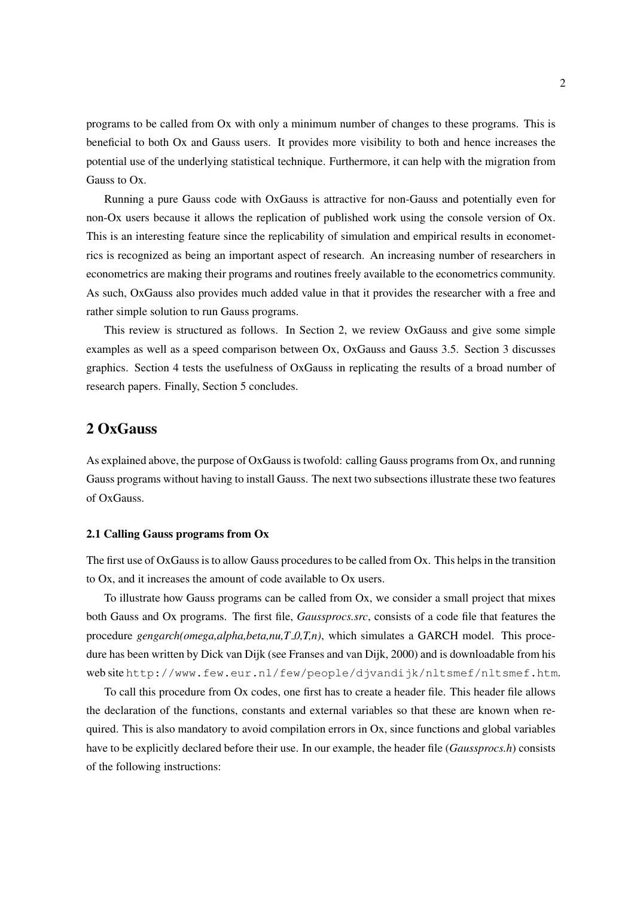programs to be called from Ox with only a minimum number of changes to these programs. This is beneficial to both Ox and Gauss users. It provides more visibility to both and hence increases the potential use of the underlying statistical technique. Furthermore, it can help with the migration from Gauss to Ox.

Running a pure Gauss code with OxGauss is attractive for non-Gauss and potentially even for non-Ox users because it allows the replication of published work using the console version of Ox. This is an interesting feature since the replicability of simulation and empirical results in econometrics is recognized as being an important aspect of research. An increasing number of researchers in econometrics are making their programs and routines freely available to the econometrics community. As such, OxGauss also provides much added value in that it provides the researcher with a free and rather simple solution to run Gauss programs.

This review is structured as follows. In Section 2, we review OxGauss and give some simple examples as well as a speed comparison between Ox, OxGauss and Gauss 3.5. Section 3 discusses graphics. Section 4 tests the usefulness of OxGauss in replicating the results of a broad number of research papers. Finally, Section 5 concludes.

## 2 OxGauss

As explained above, the purpose of OxGauss is twofold: calling Gauss programs from Ox, and running Gauss programs without having to install Gauss. The next two subsections illustrate these two features of OxGauss.

### 2.1 Calling Gauss programs from Ox

The first use of OxGauss is to allow Gauss procedures to be called from Ox. This helps in the transition to Ox, and it increases the amount of code available to Ox users.

To illustrate how Gauss programs can be called from Ox, we consider a small project that mixes both Gauss and Ox programs. The first file, *Gaussprocs.src*, consists of a code file that features the procedure *gengarch(omega,alpha,beta,nu,T_0,T,n)*, which simulates a GARCH model. This procedure has been written by Dick van Dijk (see Franses and van Dijk, 2000) and is downloadable from his web site `http://www.few.eur.nl/few/people/djvandijk/nltsmef/nltsmef.htm`.

To call this procedure from Ox codes, one first has to create a header file. This header file allows the declaration of the functions, constants and external variables so that these are known when required. This is also mandatory to avoid compilation errors in Ox, since functions and global variables have to be explicitly declared before their use. In our example, the header file (*Gaussprocs.h*) consists of the following instructions: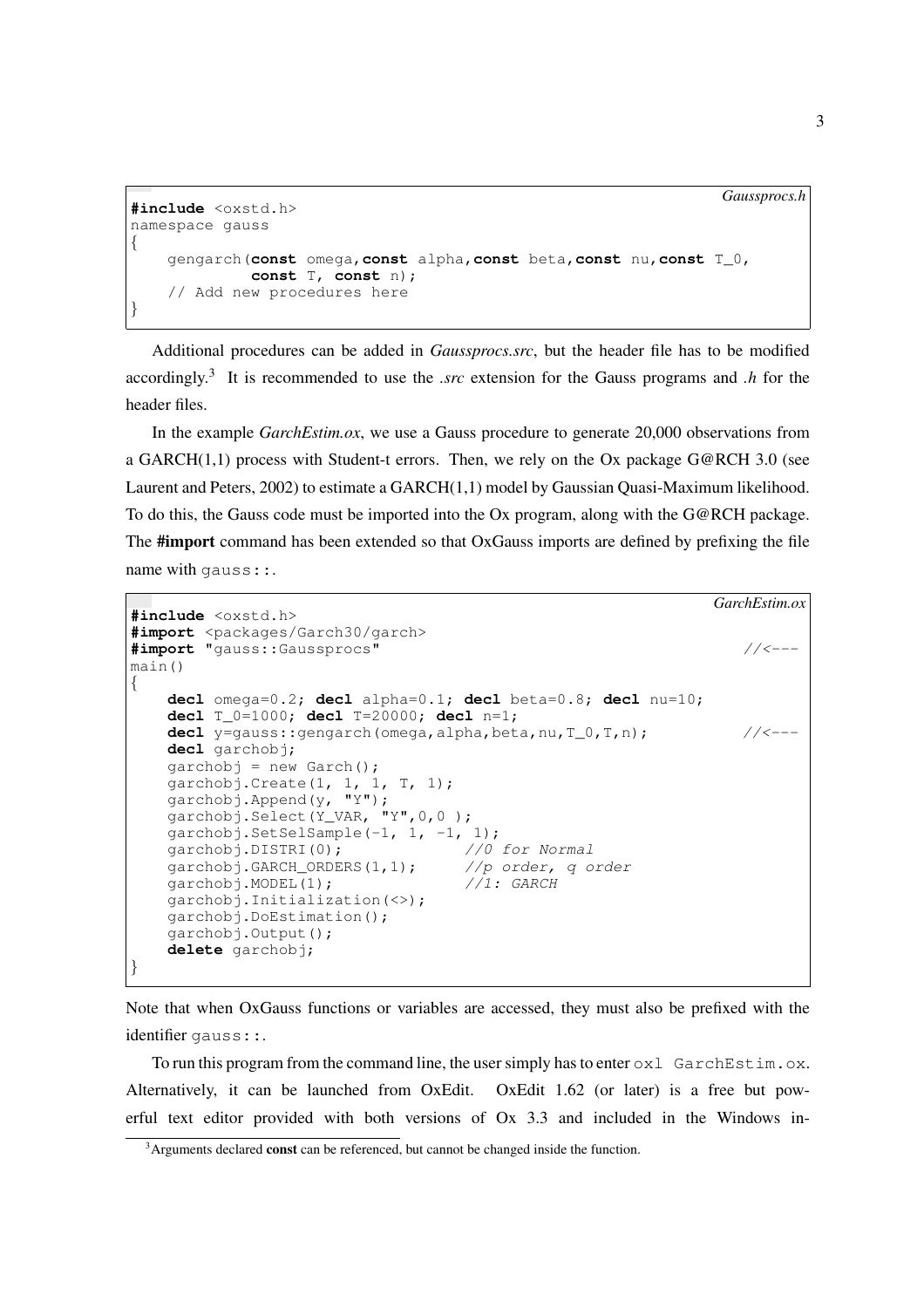*Gaussprocs.h*

```
#include <oxstd.h>
namespace gauss
{
    gengarch(const omega,const alpha,const beta,const nu,const T_0,
             const T, const n);
    // Add new procedures here
}
```

Additional procedures can be added in *Gaussprocs.src*, but the header file has to be modified accordingly.[3] It is recommended to use the *.src* extension for the Gauss programs and *.h* for the header files.

In the example *GarchEstim.ox*, we use a Gauss procedure to generate 20,000 observations from a GARCH(1,1) process with Student-t errors. Then, we rely on the Ox package G@RCH 3.0 (see Laurent and Peters, 2002) to estimate a GARCH(1,1) model by Gaussian Quasi-Maximum likelihood. To do this, the Gauss code must be imported into the Ox program, along with the G@RCH package. The **#import** command has been extended so that OxGauss imports are defined by prefixing the file name with `gauss::`.

*GarchEstim.ox*

```
#include <oxstd.h>
#import <packages/Garch30/garch>
#import "gauss::Gaussprocs"                                          //<---
main()
{
    decl omega=0.2; decl alpha=0.1; decl beta=0.8; decl nu=10;
    decl T_0=1000; decl T=20000; decl n=1;
    decl y=gauss::gengarch(omega,alpha,beta,nu,T_0,T,n);             //<---
    decl garchobj;
    garchobj = new Garch();
    garchobj.Create(1, 1, 1, T, 1);
    garchobj.Append(y, "Y");
    garchobj.Select(Y_VAR, "Y",0,0 );
    garchobj.SetSelSample(-1, 1, -1, 1);
    garchobj.DISTRI(0);             //0 for Normal
    garchobj.GARCH_ORDERS(1,1);     //p order, q order
    garchobj.MODEL(1);              //1: GARCH
    garchobj.Initialization(<>);
    garchobj.DoEstimation();
    garchobj.Output();
    delete garchobj;
}
```

Note that when OxGauss functions or variables are accessed, they must also be prefixed with the identifier `gauss::`.

To run this program from the command line, the user simply has to enter `oxl GarchEstim.ox`. Alternatively, it can be launched from OxEdit. OxEdit 1.62 (or later) is a free but powerful text editor provided with both versions of Ox 3.3 and included in the Windows in-

[3] Arguments declared **const** can be referenced, but cannot be changed inside the function.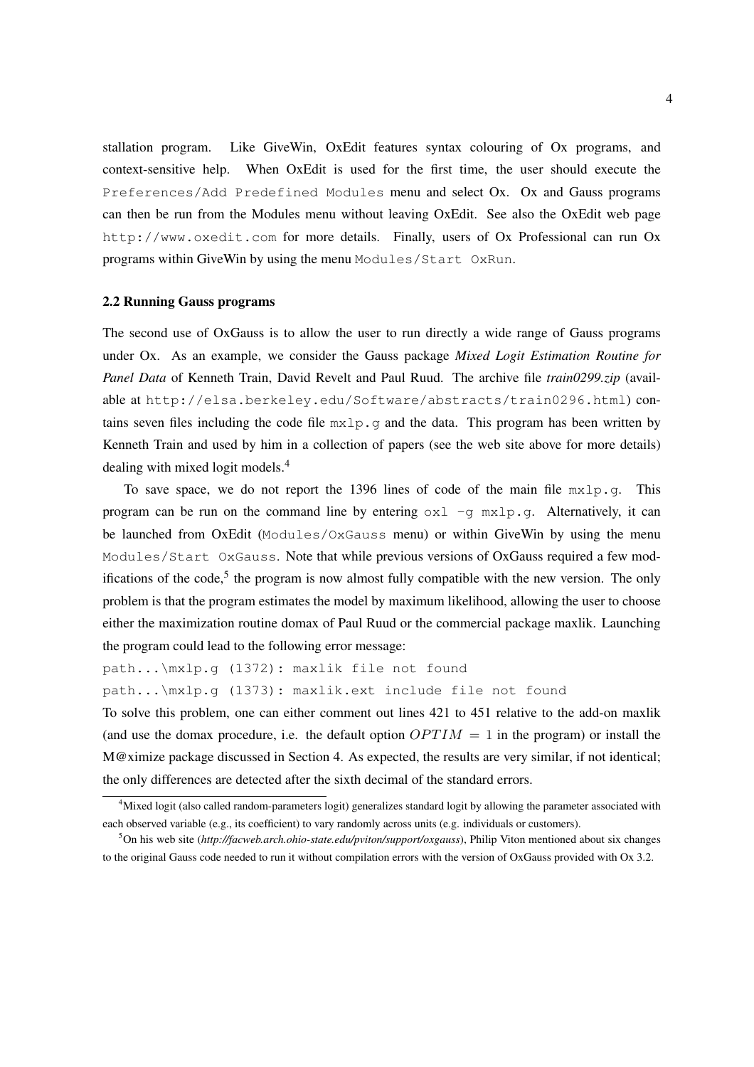stallation program. Like GiveWin, OxEdit features syntax colouring of Ox programs, and context-sensitive help. When OxEdit is used for the first time, the user should execute the `Preferences/Add Predefined Modules` menu and select Ox. Ox and Gauss programs can then be run from the Modules menu without leaving OxEdit. See also the OxEdit web page `http://www.oxedit.com` for more details. Finally, users of Ox Professional can run Ox programs within GiveWin by using the menu `Modules/Start OxRun`.

### 2.2 Running Gauss programs

The second use of OxGauss is to allow the user to run directly a wide range of Gauss programs under Ox. As an example, we consider the Gauss package *Mixed Logit Estimation Routine for Panel Data* of Kenneth Train, David Revelt and Paul Ruud. The archive file ***train0299.zip*** (available at `http://elsa.berkeley.edu/Software/abstracts/train0296.html`) contains seven files including the code file `mxlp.g` and the data. This program has been written by Kenneth Train and used by him in a collection of papers (see the web site above for more details) dealing with mixed logit models.[4]

To save space, we do not report the 1396 lines of code of the main file `mxlp.g`. This program can be run on the command line by entering `oxl -g mxlp.g`. Alternatively, it can be launched from OxEdit (`Modules/OxGauss` menu) or within GiveWin by using the menu `Modules/Start OxGauss`. Note that while previous versions of OxGauss required a few modifications of the code,[5] the program is now almost fully compatible with the new version. The only problem is that the program estimates the model by maximum likelihood, allowing the user to choose either the maximization routine domax of Paul Ruud or the commercial package maxlik. Launching the program could lead to the following error message:

```
path...\mxlp.g (1372): maxlik file not found
path...\mxlp.g (1373): maxlik.ext include file not found
```

To solve this problem, one can either comment out lines 421 to 451 relative to the add-on maxlik (and use the domax procedure, i.e. the default option $OPTIM = 1$ in the program) or install the M@ximize package discussed in Section 4. As expected, the results are very similar, if not identical; the only differences are detected after the sixth decimal of the standard errors.

---

[4] Mixed logit (also called random-parameters logit) generalizes standard logit by allowing the parameter associated with each observed variable (e.g., its coefficient) to vary randomly across units (e.g. individuals or customers).

[5] On his web site (***http://facweb.arch.ohio-state.edu/pviton/support/oxgauss***), Philip Viton mentioned about six changes to the original Gauss code needed to run it without compilation errors with the version of OxGauss provided with Ox 3.2.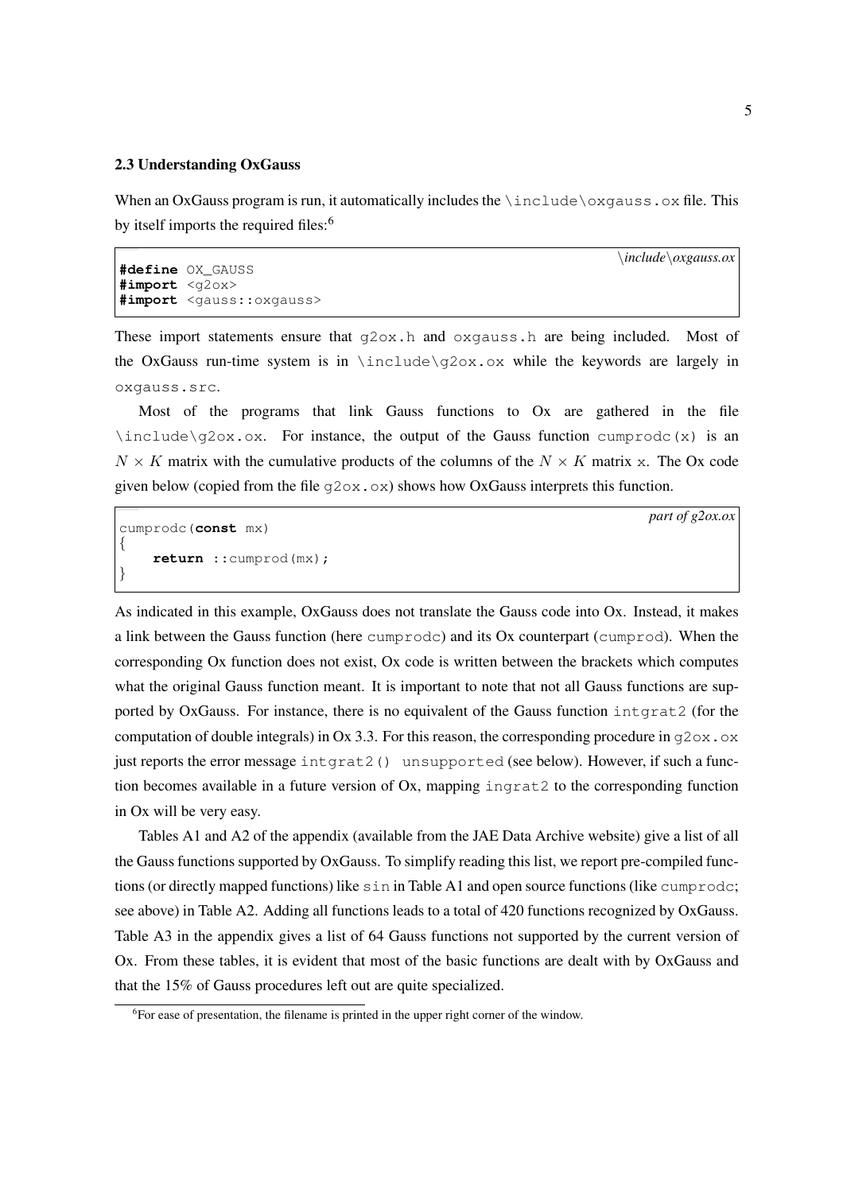### 2.3 Understanding OxGauss

When an OxGauss program is run, it automatically includes the `\include\oxgauss.ox` file. This by itself imports the required files:[6]

*\include\oxgauss.ox*

```
#define OX_GAUSS
#import <g2ox>
#import <gauss::oxgauss>
```

These import statements ensure that `g2ox.h` and `oxgauss.h` are being included. Most of the OxGauss run-time system is in `\include\g2ox.ox` while the keywords are largely in `oxgauss.src`.

Most of the programs that link Gauss functions to Ox are gathered in the file `\include\g2ox.ox`. For instance, the output of the Gauss function `cumprodc(x)` is an $N \times K$ matrix with the cumulative products of the columns of the $N \times K$ matrix `x`. The Ox code given below (copied from the file `g2ox.ox`) shows how OxGauss interprets this function.

*part of g2ox.ox*

```
cumprodc(const mx)
{
    return ::cumprod(mx);
}
```

As indicated in this example, OxGauss does not translate the Gauss code into Ox. Instead, it makes a link between the Gauss function (here `cumprodc`) and its Ox counterpart (`cumprod`). When the corresponding Ox function does not exist, Ox code is written between the brackets which computes what the original Gauss function meant. It is important to note that not all Gauss functions are supported by OxGauss. For instance, there is no equivalent of the Gauss function `intgrat2` (for the computation of double integrals) in Ox 3.3. For this reason, the corresponding procedure in `g2ox.ox` just reports the error message `intgrat2() unsupported` (see below). However, if such a function becomes available in a future version of Ox, mapping `ingrat2` to the corresponding function in Ox will be very easy.

Tables A1 and A2 of the appendix (available from the JAE Data Archive website) give a list of all the Gauss functions supported by OxGauss. To simplify reading this list, we report pre-compiled functions (or directly mapped functions) like `sin` in Table A1 and open source functions (like `cumprodc`; see above) in Table A2. Adding all functions leads to a total of 420 functions recognized by OxGauss. Table A3 in the appendix gives a list of 64 Gauss functions not supported by the current version of Ox. From these tables, it is evident that most of the basic functions are dealt with by OxGauss and that the 15% of Gauss procedures left out are quite specialized.

[6] For ease of presentation, the filename is printed in the upper right corner of the window.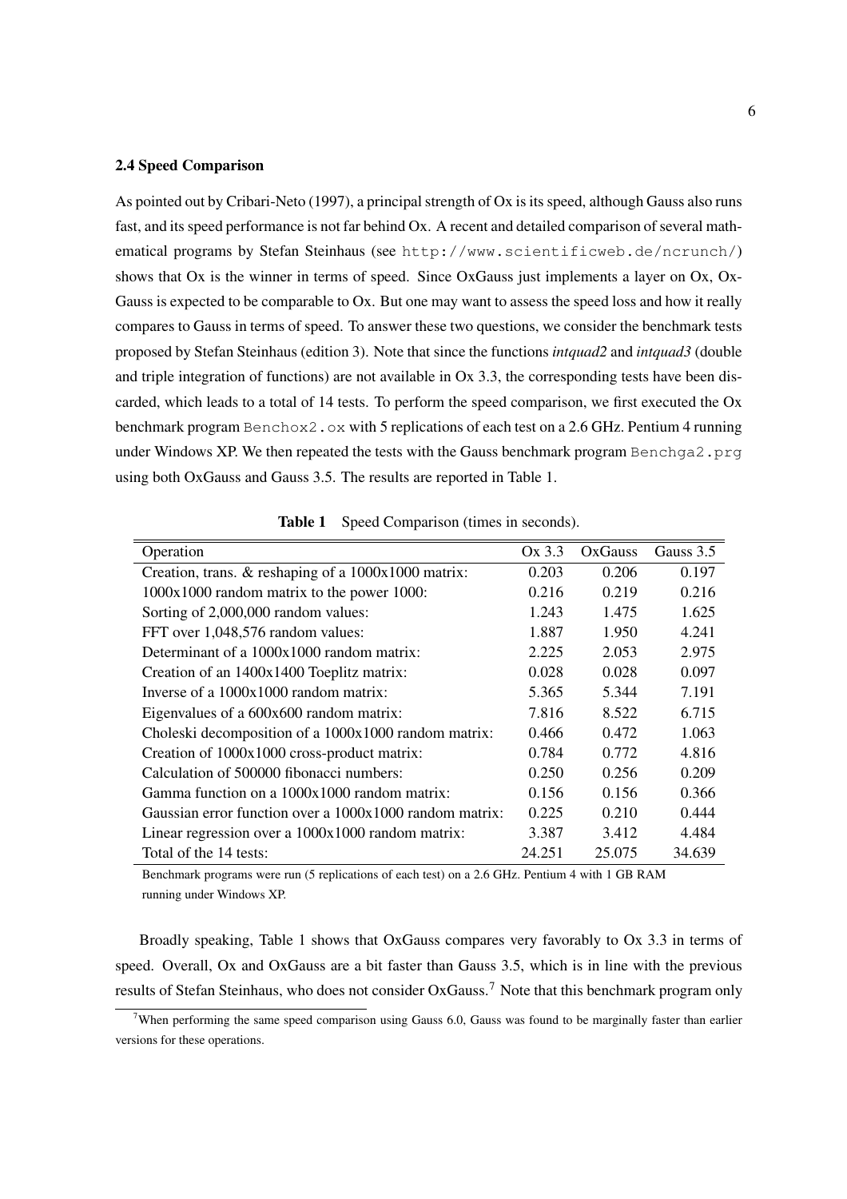### 2.4 Speed Comparison

As pointed out by Cribari-Neto (1997), a principal strength of Ox is its speed, although Gauss also runs fast, and its speed performance is not far behind Ox. A recent and detailed comparison of several mathematical programs by Stefan Steinhaus (see `http://www.scientificweb.de/ncrunch/`) shows that Ox is the winner in terms of speed. Since OxGauss just implements a layer on Ox, OxGauss is expected to be comparable to Ox. But one may want to assess the speed loss and how it really compares to Gauss in terms of speed. To answer these two questions, we consider the benchmark tests proposed by Stefan Steinhaus (edition 3). Note that since the functions *intquad2* and *intquad3* (double and triple integration of functions) are not available in Ox 3.3, the corresponding tests have been discarded, which leads to a total of 14 tests. To perform the speed comparison, we first executed the Ox benchmark program `Benchox2.ox` with 5 replications of each test on a 2.6 GHz. Pentium 4 running under Windows XP. We then repeated the tests with the Gauss benchmark program `Benchga2.prg` using both OxGauss and Gauss 3.5. The results are reported in Table 1.

**Table 1** Speed Comparison (times in seconds).

| Operation | Ox 3.3 | OxGauss | Gauss 3.5 |
|---|---|---|---|
| Creation, trans. & reshaping of a 1000x1000 matrix: | 0.203 | 0.206 | 0.197 |
| 1000x1000 random matrix to the power 1000: | 0.216 | 0.219 | 0.216 |
| Sorting of 2,000,000 random values: | 1.243 | 1.475 | 1.625 |
| FFT over 1,048,576 random values: | 1.887 | 1.950 | 4.241 |
| Determinant of a 1000x1000 random matrix: | 2.225 | 2.053 | 2.975 |
| Creation of an 1400x1400 Toeplitz matrix: | 0.028 | 0.028 | 0.097 |
| Inverse of a 1000x1000 random matrix: | 5.365 | 5.344 | 7.191 |
| Eigenvalues of a 600x600 random matrix: | 7.816 | 8.522 | 6.715 |
| Choleski decomposition of a 1000x1000 random matrix: | 0.466 | 0.472 | 1.063 |
| Creation of 1000x1000 cross-product matrix: | 0.784 | 0.772 | 4.816 |
| Calculation of 500000 fibonacci numbers: | 0.250 | 0.256 | 0.209 |
| Gamma function on a 1000x1000 random matrix: | 0.156 | 0.156 | 0.366 |
| Gaussian error function over a 1000x1000 random matrix: | 0.225 | 0.210 | 0.444 |
| Linear regression over a 1000x1000 random matrix: | 3.387 | 3.412 | 4.484 |
| Total of the 14 tests: | 24.251 | 25.075 | 34.639 |

Benchmark programs were run (5 replications of each test) on a 2.6 GHz. Pentium 4 with 1 GB RAM running under Windows XP.

Broadly speaking, Table 1 shows that OxGauss compares very favorably to Ox 3.3 in terms of speed. Overall, Ox and OxGauss are a bit faster than Gauss 3.5, which is in line with the previous results of Stefan Steinhaus, who does not consider OxGauss.[7] Note that this benchmark program only

[7] When performing the same speed comparison using Gauss 6.0, Gauss was found to be marginally faster than earlier versions for these operations.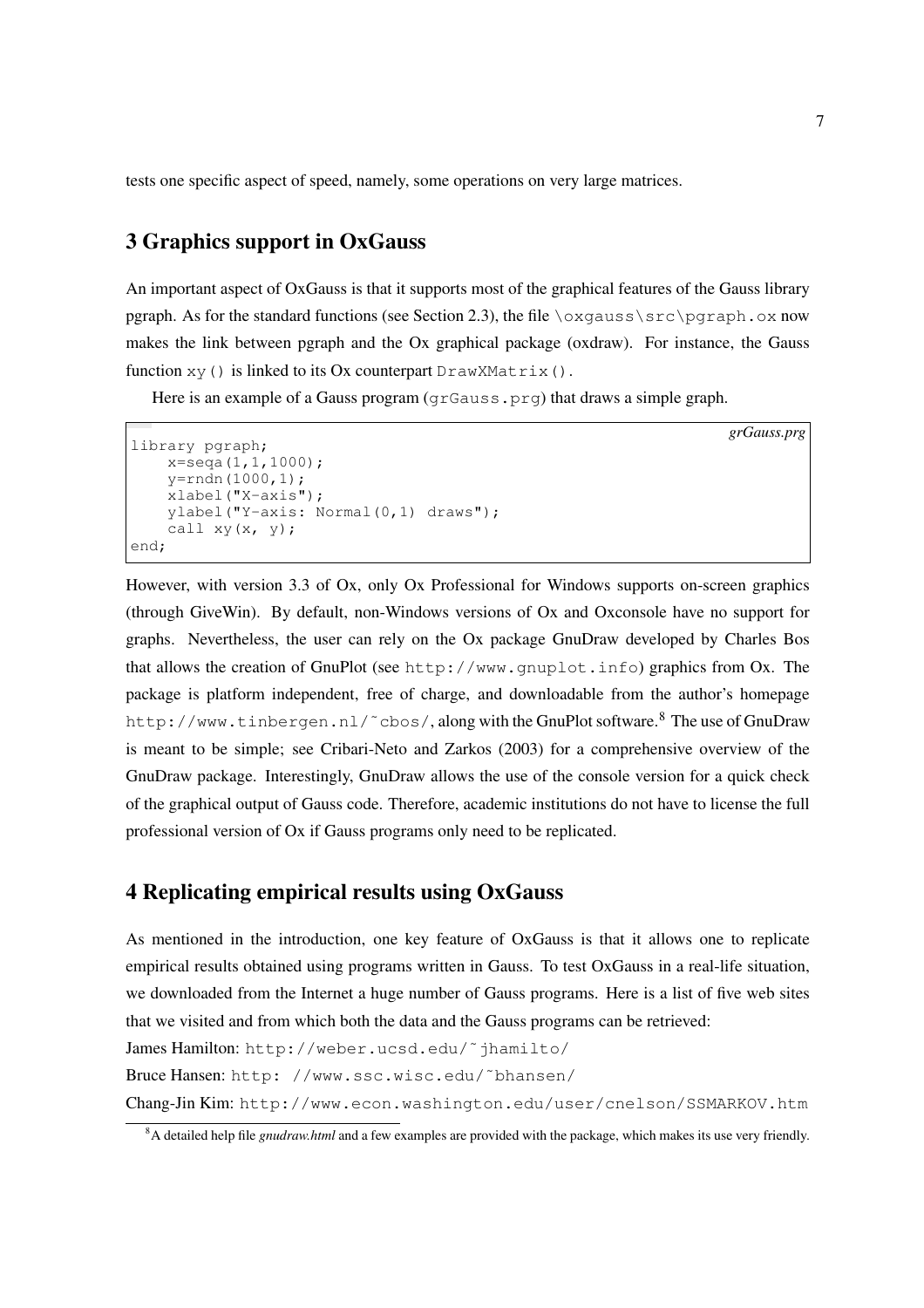tests one specific aspect of speed, namely, some operations on very large matrices.

## 3 Graphics support in OxGauss

An important aspect of OxGauss is that it supports most of the graphical features of the Gauss library pgraph. As for the standard functions (see Section 2.3), the file `\oxgauss\src\pgraph.ox` now makes the link between pgraph and the Ox graphical package (oxdraw). For instance, the Gauss function `xy()` is linked to its Ox counterpart `DrawXMatrix()`.

Here is an example of a Gauss program (`grGauss.prg`) that draws a simple graph.

*grGauss.prg*

```
library pgraph;
    x=seqa(1,1,1000);
    y=rndn(1000,1);
    xlabel("X-axis");
    ylabel("Y-axis: Normal(0,1) draws");
    call xy(x, y);
end;
```

However, with version 3.3 of Ox, only Ox Professional for Windows supports on-screen graphics (through GiveWin). By default, non-Windows versions of Ox and Oxconsole have no support for graphs. Nevertheless, the user can rely on the Ox package GnuDraw developed by Charles Bos that allows the creation of GnuPlot (see `http://www.gnuplot.info`) graphics from Ox. The package is platform independent, free of charge, and downloadable from the author's homepage `http://www.tinbergen.nl/~cbos/`, along with the GnuPlot software.[8] The use of GnuDraw is meant to be simple; see Cribari-Neto and Zarkos (2003) for a comprehensive overview of the GnuDraw package. Interestingly, GnuDraw allows the use of the console version for a quick check of the graphical output of Gauss code. Therefore, academic institutions do not have to license the full professional version of Ox if Gauss programs only need to be replicated.

## 4 Replicating empirical results using OxGauss

As mentioned in the introduction, one key feature of OxGauss is that it allows one to replicate empirical results obtained using programs written in Gauss. To test OxGauss in a real-life situation, we downloaded from the Internet a huge number of Gauss programs. Here is a list of five web sites that we visited and from which both the data and the Gauss programs can be retrieved:

James Hamilton: `http://weber.ucsd.edu/~jhamilto/`

Bruce Hansen: `http: //www.ssc.wisc.edu/~bhansen/`

Chang-Jin Kim: `http://www.econ.washington.edu/user/cnelson/SSMARKOV.htm`

[8] A detailed help file *gnudraw.html* and a few examples are provided with the package, which makes its use very friendly.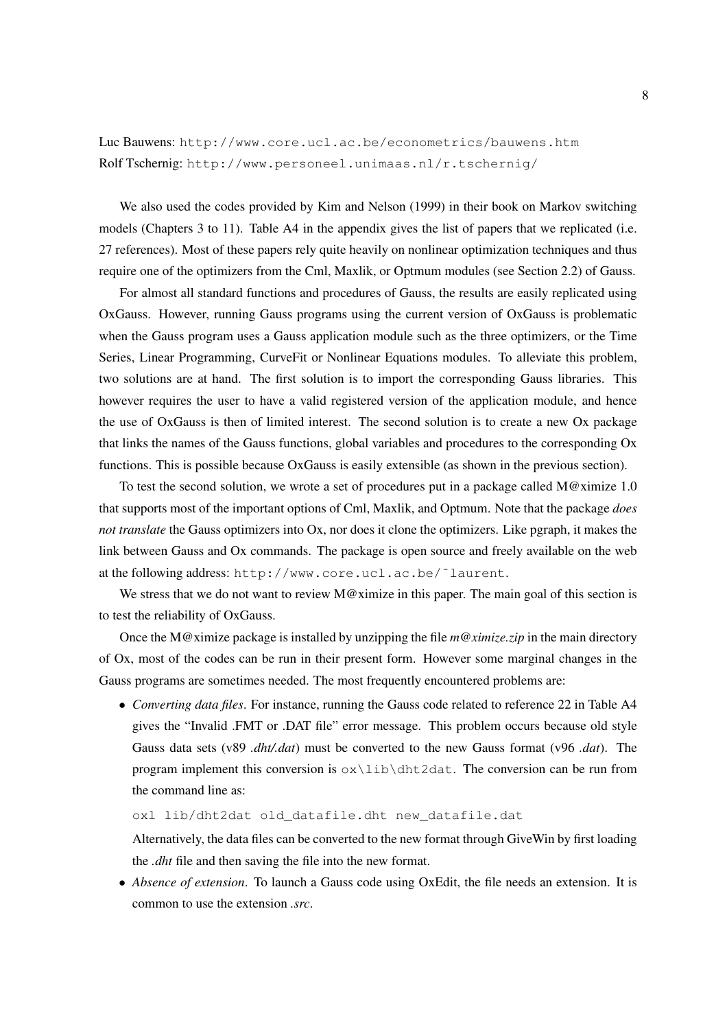Luc Bauwens: http://www.core.ucl.ac.be/econometrics/bauwens.htm
Rolf Tschernig: http://www.personeel.unimaas.nl/r.tschernig/

We also used the codes provided by Kim and Nelson (1999) in their book on Markov switching models (Chapters 3 to 11). Table A4 in the appendix gives the list of papers that we replicated (i.e. 27 references). Most of these papers rely quite heavily on nonlinear optimization techniques and thus require one of the optimizers from the Cml, Maxlik, or Optmum modules (see Section 2.2) of Gauss.

For almost all standard functions and procedures of Gauss, the results are easily replicated using OxGauss. However, running Gauss programs using the current version of OxGauss is problematic when the Gauss program uses a Gauss application module such as the three optimizers, or the Time Series, Linear Programming, CurveFit or Nonlinear Equations modules. To alleviate this problem, two solutions are at hand. The first solution is to import the corresponding Gauss libraries. This however requires the user to have a valid registered version of the application module, and hence the use of OxGauss is then of limited interest. The second solution is to create a new Ox package that links the names of the Gauss functions, global variables and procedures to the corresponding Ox functions. This is possible because OxGauss is easily extensible (as shown in the previous section).

To test the second solution, we wrote a set of procedures put in a package called M@ximize 1.0 that supports most of the important options of Cml, Maxlik, and Optmum. Note that the package *does not translate* the Gauss optimizers into Ox, nor does it clone the optimizers. Like pgraph, it makes the link between Gauss and Ox commands. The package is open source and freely available on the web at the following address: http://www.core.ucl.ac.be/~laurent.

We stress that we do not want to review M@ximize in this paper. The main goal of this section is to test the reliability of OxGauss.

Once the M@ximize package is installed by unzipping the file *m@ximize.zip* in the main directory of Ox, most of the codes can be run in their present form. However some marginal changes in the Gauss programs are sometimes needed. The most frequently encountered problems are:

- *Converting data files*. For instance, running the Gauss code related to reference 22 in Table A4 gives the "Invalid .FMT or .DAT file" error message. This problem occurs because old style Gauss data sets (v89 *.dht/.dat*) must be converted to the new Gauss format (v96 *.dat*). The program implement this conversion is ox\lib\dht2dat. The conversion can be run from the command line as:

  ```
  oxl lib/dht2dat old_datafile.dht new_datafile.dat
  ```

  Alternatively, the data files can be converted to the new format through GiveWin by first loading the *.dht* file and then saving the file into the new format.
- *Absence of extension*. To launch a Gauss code using OxEdit, the file needs an extension. It is common to use the extension *.src*.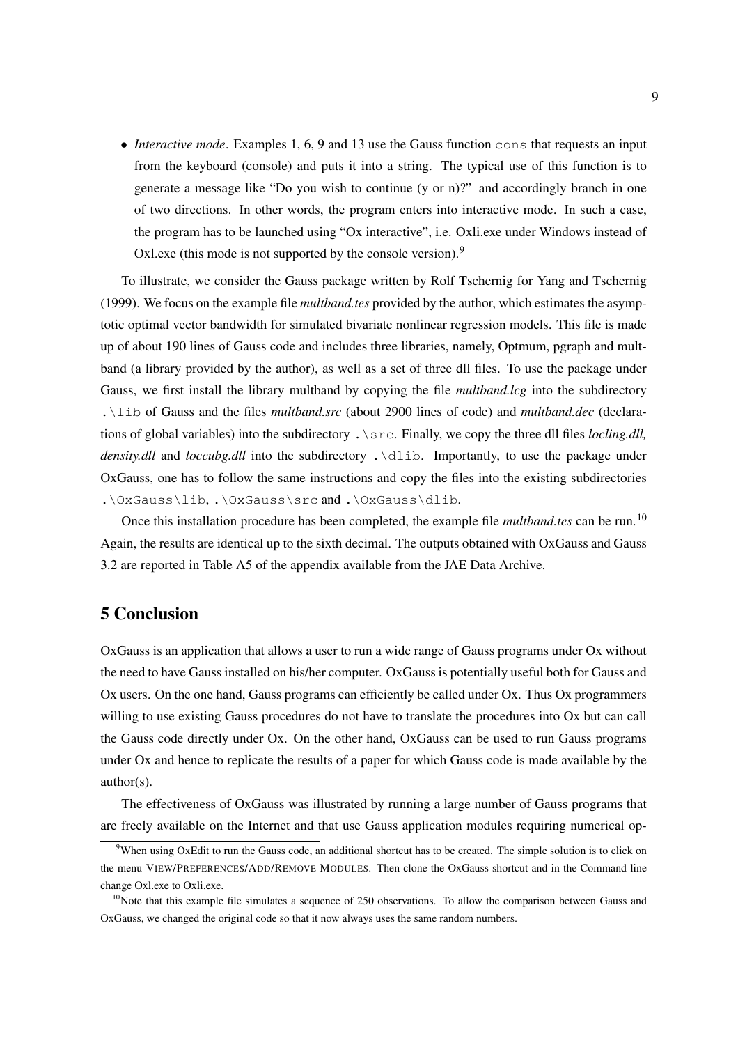- *Interactive mode*. Examples 1, 6, 9 and 13 use the Gauss function `cons` that requests an input from the keyboard (console) and puts it into a string. The typical use of this function is to generate a message like "Do you wish to continue (y or n)?" and accordingly branch in one of two directions. In other words, the program enters into interactive mode. In such a case, the program has to be launched using "Ox interactive", i.e. Oxli.exe under Windows instead of Oxl.exe (this mode is not supported by the console version).[9]

To illustrate, we consider the Gauss package written by Rolf Tschernig for Yang and Tschernig (1999). We focus on the example file *multband.tes* provided by the author, which estimates the asymptotic optimal vector bandwidth for simulated bivariate nonlinear regression models. This file is made up of about 190 lines of Gauss code and includes three libraries, namely, Optmum, pgraph and multband (a library provided by the author), as well as a set of three dll files. To use the package under Gauss, we first install the library multband by copying the file *multband.lcg* into the subdirectory `.\lib` of Gauss and the files *multband.src* (about 2900 lines of code) and *multband.dec* (declarations of global variables) into the subdirectory `.\src`. Finally, we copy the three dll files *locling.dll, density.dll* and *loccubg.dll* into the subdirectory `.\dlib`. Importantly, to use the package under OxGauss, one has to follow the same instructions and copy the files into the existing subdirectories `.\OxGauss\lib`, `.\OxGauss\src` and `.\OxGauss\dlib`.

Once this installation procedure has been completed, the example file *multband.tes* can be run.[10] Again, the results are identical up to the sixth decimal. The outputs obtained with OxGauss and Gauss 3.2 are reported in Table A5 of the appendix available from the JAE Data Archive.

## 5 Conclusion

OxGauss is an application that allows a user to run a wide range of Gauss programs under Ox without the need to have Gauss installed on his/her computer. OxGauss is potentially useful both for Gauss and Ox users. On the one hand, Gauss programs can efficiently be called under Ox. Thus Ox programmers willing to use existing Gauss procedures do not have to translate the procedures into Ox but can call the Gauss code directly under Ox. On the other hand, OxGauss can be used to run Gauss programs under Ox and hence to replicate the results of a paper for which Gauss code is made available by the author(s).

The effectiveness of OxGauss was illustrated by running a large number of Gauss programs that are freely available on the Internet and that use Gauss application modules requiring numerical op-

---

[9] When using OxEdit to run the Gauss code, an additional shortcut has to be created. The simple solution is to click on the menu VIEW/PREFERENCES/ADD/REMOVE MODULES. Then clone the OxGauss shortcut and in the Command line change Oxl.exe to Oxli.exe.

[10] Note that this example file simulates a sequence of 250 observations. To allow the comparison between Gauss and OxGauss, we changed the original code so that it now always uses the same random numbers.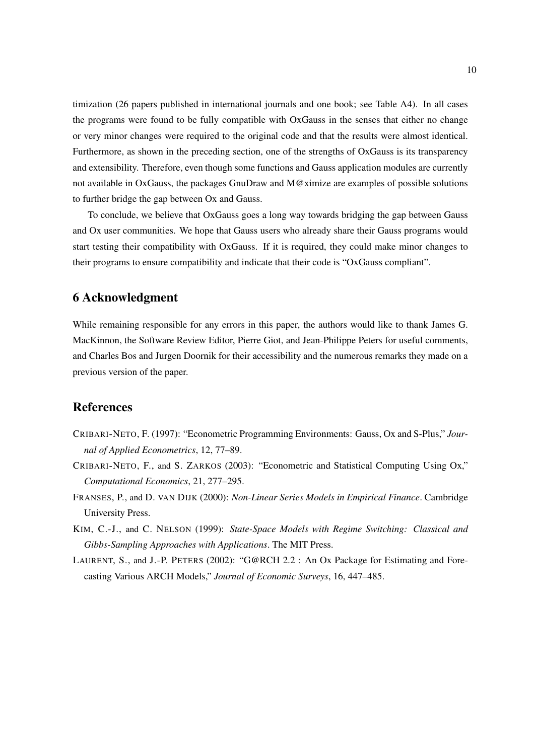timization (26 papers published in international journals and one book; see Table A4). In all cases the programs were found to be fully compatible with OxGauss in the senses that either no change or very minor changes were required to the original code and that the results were almost identical. Furthermore, as shown in the preceding section, one of the strengths of OxGauss is its transparency and extensibility. Therefore, even though some functions and Gauss application modules are currently not available in OxGauss, the packages GnuDraw and M@ximize are examples of possible solutions to further bridge the gap between Ox and Gauss.

To conclude, we believe that OxGauss goes a long way towards bridging the gap between Gauss and Ox user communities. We hope that Gauss users who already share their Gauss programs would start testing their compatibility with OxGauss. If it is required, they could make minor changes to their programs to ensure compatibility and indicate that their code is "OxGauss compliant".

## 6 Acknowledgment

While remaining responsible for any errors in this paper, the authors would like to thank James G. MacKinnon, the Software Review Editor, Pierre Giot, and Jean-Philippe Peters for useful comments, and Charles Bos and Jurgen Doornik for their accessibility and the numerous remarks they made on a previous version of the paper.

## References

CRIBARI-NETO, F. (1997): "Econometric Programming Environments: Gauss, Ox and S-Plus," *Journal of Applied Econometrics*, 12, 77–89.

CRIBARI-NETO, F., and S. ZARKOS (2003): "Econometric and Statistical Computing Using Ox," *Computational Economics*, 21, 277–295.

FRANSES, P., and D. VAN DIJK (2000): *Non-Linear Series Models in Empirical Finance*. Cambridge University Press.

KIM, C.-J., and C. NELSON (1999): *State-Space Models with Regime Switching: Classical and Gibbs-Sampling Approaches with Applications*. The MIT Press.

LAURENT, S., and J.-P. PETERS (2002): "G@RCH 2.2 : An Ox Package for Estimating and Forecasting Various ARCH Models," *Journal of Economic Surveys*, 16, 447–485.